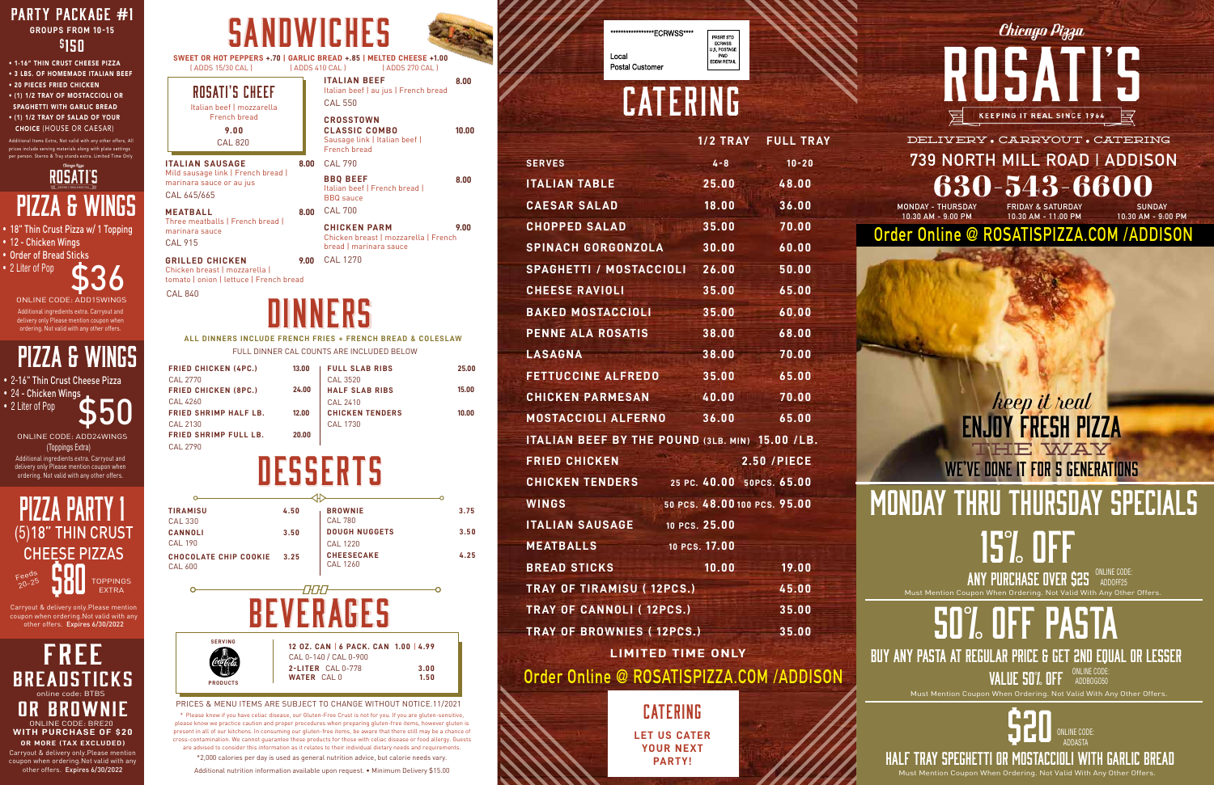## PARTY PACKAGE #1

**GROUPS FROM 10-15**

**$150**

- 1-16" THIN CRUST CHEESE PIZZA
- 3 LBS. OF HOMEMADE ITALIAN BEEF
- 20 PIECES FRIED CHICKEN
- (1) 1/2 TRAY OF MOSTACCIOLI OR SPAGHETTI WITH GARLIC BREAD
- (1) 1/2 TRAY OF SALAD OF YOUR CHOICE (HOUSE OR CAESAR)

Additional Items Extra, Not valid with any other offers, All prices include serving materials along with plate settings per person. Sterno & Tray stands extra. Limited Time Only

Chicago Pizza ROSATI'S

## PIZZA & WINGS

- 18" Thin Crust Pizza w/ 1 Topping
- 12 - Chicken Wings
- Order of Bread Sticks
- 2 Liter of Pop

**$36**

ONLINE CODE: ADD15WINGS

Additional ingredients extra. Carryout and delivery only.Please mention coupon when ordering. Not valid with any other offers.

## PIZZA & WINGS

- 2-16" Thin Crust Cheese Pizza
- 24 - Chicken Wings
- 2 Liter of Pop

**$50**

ONLINE CODE: ADD24WINGS

(Toppings Extra)

Additional ingredients extra. Carryout and delivery only Please mention coupon when ordering. Not valid with any other offers.

## PIZZA PARTY 1

(5)18" THIN CRUST CHEESE PIZZAS

Feeds 20-25

**$80** TOPPINGS EXTRA

Carryout & delivery only.Please mention coupon when ordering.Not valid with any other offers. Expires 6/30/2022

## FREE BREADSTICKS

online code: BTBS

## OR BROWNIE

ONLINE CODE: BRE20

**WITH PURCHASE OF $20**

**OR MORE (TAX EXCLUDED)**

Carryout & delivery only.Please mention coupon when ordering.Not valid with any other offers. Expires 6/30/2022

# SANDWICHES

**SWEET OR HOT PEPPERS +.70 | GARLIC BREAD +.85 | MELTED CHEESE +1.00**
( ADDS 15/30 CAL ) ( ADDS 410 CAL ) ( ADDS 270 CAL )

**ROSATI'S CHEEF** 9.00
Italian beef | mozzarella French bread
CAL 820

**ITALIAN SAUSAGE** 8.00
Mild sausage link | French bread | marinara sauce or au jus
CAL 645/665

**MEATBALL** 8.00
Three meatballs | French bread | marinara sauce
CAL 915

**GRILLED CHICKEN** 9.00
Chicken breast | mozzarella | tomato | onion | lettuce | French bread
CAL 840

**ITALIAN BEEF** 8.00
Italian beef | au jus | French bread
CAL 550

**CROSSTOWN CLASSIC COMBO** 10.00
Sausage link | Italian beef | French bread
CAL 790

**BBQ BEEF** 8.00
Italian beef | French bread | BBQ sauce
CAL 700

**CHICKEN PARM** 9.00
Chicken breast | mozzarella | French bread | marinara sauce
CAL 1270

# DINNERS

**ALL DINNERS INCLUDE FRENCH FRIES + FRENCH BREAD & COLESLAW**

FULL DINNER CAL COUNTS ARE INCLUDED BELOW

| Item | Price |
|---|---|
| FRIED CHICKEN (4PC.) CAL 2770 | 13.00 |
| FRIED CHICKEN (8PC.) CAL 4260 | 24.00 |
| FRIED SHRIMP HALF LB. CAL 2130 | 12.00 |
| FRIED SHRIMP FULL LB. CAL 2790 | 20.00 |
| FULL SLAB RIBS CAL 3520 | 25.00 |
| HALF SLAB RIBS CAL 2410 | 15.00 |
| CHICKEN TENDERS CAL 1730 | 10.00 |

# DESSERTS

| Item | Price |
|---|---|
| TIRAMISU CAL 330 | 4.50 |
| CANNOLI CAL 190 | 3.50 |
| CHOCOLATE CHIP COOKIE CAL 600 | 3.25 |
| BROWNIE CAL 780 | 3.75 |
| DOUGH NUGGETS CAL 1220 | 3.50 |
| CHEESECAKE CAL 1260 | 4.25 |

# BEVERAGES

SERVING Coca-Cola PRODUCTS

**12 OZ. CAN | 6 PACK. CAN** 1.00 | 4.99
CAL 0-140 / CAL 0-900

**2-LITER** CAL 0-778 3.00

**WATER** CAL 0 1.50

PRICES & MENU ITEMS ARE SUBJECT TO CHANGE WITHOUT NOTICE.11/2021

* Please know if you have celiac disease, our Gluten-Free Crust is not for you. If you are gluten-sensitive, please know we practice caution and proper procedures when preparing gluten-free items, however gluten is present in all of our kitchens. In consuming our gluten-free items, be aware that there still may be a chance of cross-contamination. We cannot guarantee these products for those with celiac disease or food allergy. Guests are advised to consider this information as it relates to their individual dietary needs and requirements.

*2,000 calories per day is used as general nutrition advice, but calorie needs vary.

Additional nutrition information available upon request. • Minimum Delivery $15.00

******************ECRWSS****

Local
Postal Customer

PRSRT STD ECRWSS U.S. POSTAGE PAID EDDM RETAIL

# CATERING

| | 1/2 TRAY | FULL TRAY |
|---|---|---|
| SERVES | 4-8 | 10-20 |
| ITALIAN TABLE | 25.00 | 48.00 |
| CAESAR SALAD | 18.00 | 36.00 |
| CHOPPED SALAD | 35.00 | 70.00 |
| SPINACH GORGONZOLA | 30.00 | 60.00 |
| SPAGHETTI / MOSTACCIOLI | 26.00 | 50.00 |
| CHEESE RAVIOLI | 35.00 | 65.00 |
| BAKED MOSTACCIOLI | 35.00 | 60.00 |
| PENNE ALA ROSATIS | 38.00 | 68.00 |
| LASAGNA | 38.00 | 70.00 |
| FETTUCCINE ALFREDO | 35.00 | 65.00 |
| CHICKEN PARMESAN | 40.00 | 70.00 |
| MOSTACCIOLI ALFERNO | 36.00 | 65.00 |
| ITALIAN BEEF BY THE POUND (3LB. MIN) | | 15.00 /LB. |
| FRIED CHICKEN | | 2.50 /PIECE |
| CHICKEN TENDERS | 25 PC. 40.00 | 50PCS. 65.00 |
| WINGS | 50 PCS. 48.00 | 100 PCS. 95.00 |
| ITALIAN SAUSAGE | 10 PCS. 25.00 | |
| MEATBALLS | 10 PCS. 17.00 | |
| BREAD STICKS | 10.00 | 19.00 |
| TRAY OF TIRAMISU ( 12PCS.) | | 45.00 |
| TRAY OF CANNOLI ( 12PCS.) | | 35.00 |
| TRAY OF BROWNIES ( 12PCS.) | | 35.00 |

**LIMITED TIME ONLY**

Order Online @ ROSATISPIZZA.COM /ADDISON

## CATERING

**LET US CATER YOUR NEXT PARTY!**

Chicago Pizza

# ROSATI'S

KEEPING IT REAL SINCE 1964

DELIVERY • CARRYOUT • CATERING

## 739 NORTH MILL ROAD | ADDISON

## 630-543-6600

MONDAY - THURSDAY 10:30 AM - 9:00 PM
FRIDAY & SATURDAY 10:30 AM - 11:00 PM
SUNDAY 10:30 AM - 9:00 PM

Order Online @ ROSATISPIZZA.COM /ADDISON

*keep it real*

ENJOY FRESH PIZZA THE WAY WE'VE DONE IT FOR 5 GENERATIONS

## MONDAY THRU THURSDAY SPECIALS

## 15% OFF

**ANY PURCHASE OVER $25** ONLINE CODE: ADDOFF25

Must Mention Coupon When Ordering. Not Valid With Any Other Offers.

## 50% OFF PASTA

**BUY ANY PASTA AT REGULAR PRICE & GET 2ND EQUAL OR LESSER VALUE 50% OFF** ONLINE CODE: ADDBOGO50

Must Mention Coupon When Ordering. Not Valid With Any Other Offers.

**$20** ONLINE CODE: ADDASTA

**HALF TRAY SPEGHETTI OR MOSTACCIOLI WITH GARLIC BREAD**

Must Mention Coupon When Ordering. Not Valid With Any Other Offers.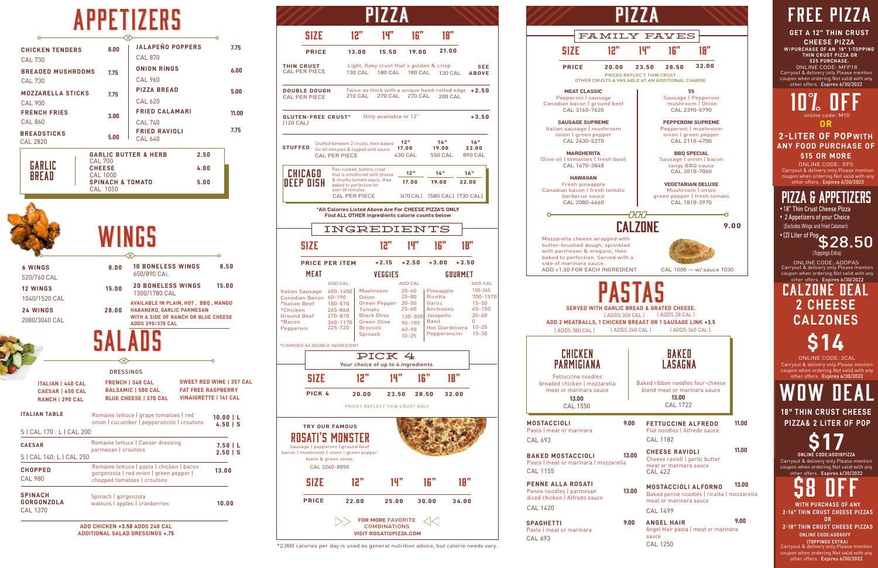# APPETIZERS

| | | | |
|---|---|---|---|
| CHICKEN TENDERS<br>CAL 730 | 8.00 | JALAPEÑO POPPERS<br>CAL 870 | 7.75 |
| BREADED MUSHROOMS<br>CAL 730 | 7.75 | ONION RINGS<br>CAL 960 | 6.00 |
| MOZZARELLA STICKS<br>CAL 900 | 7.75 | PIZZA BREAD<br>CAL 620 | 5.00 |
| FRENCH FRIES<br>CAL 860 | 3.00 | FRIED CALAMARI<br>CAL 740 | 11.00 |
| BREADSTICKS<br>CAL 2820 | 5.00 | FRIED RAVIOLI<br>CAL 640 | 7.75 |

## GARLIC BREAD

| | |
|---|---|
| GARLIC BUTTER & HERB<br>CAL 700 | 2.50 |
| CHEESE<br>CAL 1000 | 4.00 |
| SPINACH & TOMATO<br>CAL 1050 | 5.00 |

# WINGS

| | | | |
|---|---|---|---|
| 6 WINGS<br>520/760 CAL | 8.00 | 10 BONELESS WINGS<br>650/890 CAL | 8.50 |
| 12 WINGS<br>1040/1520 CAL | 15.00 | 20 BONELESS WINGS<br>1300/1780 CAL | 15.00 |
| 24 WINGS<br>2080/3040 CAL | 28.00 | | |

AVAILABLE IN PLAIN, HOT, BBQ, MANGO HABANERO, GARLIC PARMESAN

WITH A SIDE OF RANCH OR BLUE CHEESE ADDS 290/370 CAL

# SALADS

DRESSINGS

ITALIAN | 440 CAL
CAESAR | 450 CAL
RANCH | 290 CAL
FRENCH | 340 CAL
BALSAMIC | 500 CAL
BLUE CHEESE | 370 CAL
SWEET RED WINE | 357 CAL
FAT FREE RASPBERRY VINAIGRETTE | 141 CAL

| | | |
|---|---|---|
| ITALIAN TABLE<br>S \| CAL 170 : L \| CAL 200 | Romaine lettuce \| grape tomatoes \| red onion \| cucumber \| pepperoncini \| croutons | 10.00 \| L<br>4.50 \| S |
| CAESAR<br>S \| CAL 140: L \| CAL 250 | Romaine lettuce \| Caesar dressing parmesan \| croutons | 7.50 \| L<br>2.50 \| S |
| CHOPPED<br>CAL 980 | Romaine lettuce \| pasta \| chicken \| bacon gorgonzola \| red onion \| green pepper \| chopped tomatoes \| croutons | 13.00 |
| SPINACH GORGONZOLA<br>CAL 1370 | Spinach \| gorgonzola walnuts \| apples \| cranberries | 10.00 |

ADD CHICKEN +3.50 ADDS 240 CAL
ADDITIONAL SALAD DRESSINGS +.75

# PIZZA

| SIZE | 12" | 14" | 16" | 18" | |
|---|---|---|---|---|---|
| PRICE | 13.00 | 15.50 | 19.00 | 21.00 | |
| THIN CRUST<br>CAL PER PIECE<br>Light, flaky crust that's golden & crisp | 130 CAL | 180 CAL | 180 CAL | 130 CAL | SEE ABOVE |
| DOUBLE DOUGH<br>CAL PER PIECE<br>Twice as thick with a unique hand-rolled edge | 210 CAL | 270 CAL | 270 CAL | 200 CAL | +2.50 |
| GLUTEN-FREE CRUST* (120 CAL)<br>Only available in 12" | | | | | +3.50 |

| STUFFED | 12" | 14" | 16" |
|---|---|---|---|
| Stuffed between 2 crusts, then baked for 40 minutes & topped with sauce<br>CAL PER PIECE | 17.00<br>430 CAL | 19.00<br>550 CAL | 22.00<br>890 CAL |

| CHICAGO DEEP DISH | 12" | 14" | 16" |
|---|---|---|---|
| Pan-cooked, buttery crust that is smothered with cheese & chunky tomato sauce, then baked to perfection for over 40 minutes<br>CAL PER PIECE | 17.00<br>(470 CAL) | 19.00<br>(580 CAL) | 22.00<br>(730 CAL) |

*All Calories Listed Above Are For CHEESE PIZZA'S ONLY
Find ALL OTHER ingredients calorie counts below

## INGREDIENTS

| SIZE | 12" | 14" | 16" | 18" |
|---|---|---|---|---|
| PRICE PER ITEM | +2.15 | +2.50 | +3.00 | +3.50 |

| MEAT | ADD CAL | VEGGIES | ADD CAL | GOURMET | ADD CAL |
|---|---|---|---|---|---|
| Italian Sausage | 450-1450 | Mushroom | 20-60 | Pineapple | 100-340 |
| Canadian Bacon | 60-190 | Onion | 25-80 | Ricotta | 700-1570 |
| *Italian Beef | 180-570 | Green Pepper | 20-50 | Garlic | 15-50 |
| *Chicken | 265-860 | Tomato | 25-60 | Anchovies | 45-150 |
| Ground Beef | 270-870 | Black Olive | 130-300 | Jalapeño | 20-60 |
| *Bacon | 360-1170 | Green Olive | 90-190 | Basil | 0 |
| Pepperoni | 225-720 | Broccoli | 40-90 | Hot Giardiniera | 10-25 |
| | | Spinach | 10-25 | Pepperoncini | 10-30 |

*CHARGED AS DOUBLE INGREDIENT

## PICK 4

Your choice of up to 4 ingredients

| SIZE | 12" | 14" | 16" | 18" |
|---|---|---|---|---|
| PICK 4 | 20.00 | 23.50 | 28.50 | 32.00 |

PRICES REFLECT THIN CRUST ONLY

TRY OUR FAMOUS
## ROSATI'S MONSTER

Sausage | pepperoni | ground beef bacon | mushroom | onion | green pepper black & green olives
CAL 3260-8050

| SIZE | 12" | 14" | 16" | 18" |
|---|---|---|---|---|
| PRICE | 22.00 | 25.00 | 30.00 | 34.00 |

FOR MORE FAVORITE COMBINATIONS
VISIT ROSATISPIZZA.COM

*2,000 calories per day is used as general nutrition advice, but calorie needs vary.

# PIZZA

## FAMILY FAVES

| SIZE | 12" | 14" | 16" | 18" |
|---|---|---|---|---|
| PRICE | 20.00 | 23.50 | 28.50 | 32.00 |

PRICES REFLECT THIN CRUST
OTHER CRUSTS A VAILABLE AT AN ADDITIONAL CHARGE

**MEAT CLASSIC**
Pepperoni | sausage
Canadian bacon | ground beef
CAL 3160-7620

**55**
Sausage | Pepperoni
mushroom | Onion
CAL 2390-5790

**SAUSAGE SUPREME**
Italian sausage | mushroom
onion | green pepper
CAL 2430-5270

**PEPPERONI SUPREME**
Pepperoni | mushroom
onion | green pepper
CAL 2110-4700

**MARGHERITA**
Olive oil | tomatoes | fresh basil
CAL 1670-3840

**BBQ SPECIAL**
Sausage | onion | bacon
tangy BBQ sauce
CAL 3010-7060

**HAWAIIAN**
Fresh pineapple
Canadian bacon | fresh tomato
barbecue sauce
CAL 2080-4660

**VEGETARIAN DELUXE**
Mushroom | onion
green pepper | fresh tomato
CAL 1810-3970

## CALZONE 9.00

Mozzarella cheese wrapped with butter-brushed dough, sprinkled with parmesan & oregano, then baked to perfection. Served with a side of marinara sauce.
ADD +1.50 FOR EACH INGREDIENT

CAL 1000 — w/ sauce 1030

# PASTAS

SERVED WITH GARLIC BREAD & GRATED CHEESE.
( ADDS 350 CAL ) ( ADDS 28 CAL )
ADD 2 MEATBALLS, 1 CHICKEN BREAST OR 1 SAUSAGE LINK +3.5
( ADDS 380 CAL ) ( ADDS 240 CAL ) ( ADDS 360 CAL )

**CHICKEN PARMIGIANA**
Fettuccine noodles breaded chicken | mozzarella meat or marinara sauce
13.00
CAL 1550

**BAKED LASAGNA**
Baked ribbon noodles four-cheese blend meat or marinara sauce
13.00
CAL 1722

| | | | |
|---|---|---|---|
| MOSTACCIOLI<br>Pasta \| meat or marinara<br>CAL 693 | 9.00 | FETTUCCINE ALFREDO<br>Flat noodles \| Alfredo sauce<br>CAL 1182 | 11.00 |
| BAKED MOSTACCIOLI<br>Pasta \| meat or marinara \| mozzarella<br>CAL 1155 | 13.00 | CHEESE RAVIOLI<br>Cheese ravioli \| garlic butter meat or marinara sauce<br>CAL 422 | 11.00 |
| PENNE ALLA ROSATI<br>Penne noodles \| parmesan diced chicken \| Alfredo sauce<br>CAL 1420 | 13.00 | MOSTACCIOLI ALFORNO<br>Baked penne noodles \| ricotta \| mozzarella meat or marinara sauce<br>CAL 1499 | 13.00 |
| SPAGHETTI<br>Pasta \| meat or marinara<br>CAL 693 | 9.00 | ANGEL HAIR<br>Angel Hair pasta \| meat or marinara sauce<br>CAL 1250 | 9.00 |

# FREE PIZZA

GET A 12" THIN CRUST CHEESE PIZZA
W/PURCHASE OF AN 18" 1-TOPPING THIN CRUST PIZZA OR $25 PURCHASE.
ONLINE CODE: MFP18
Carryout & delivery only.Please mention coupon when ordering.Not valid with any other offers. Expires 6/30/2022

# 10% OFF

online code: M10

OR

## 2-LITER OF POP WITH ANY FOOD PURCHASE OF $15 OR MORE

ONLINE CODE: EFS
Carryout & delivery only.Please mention coupon when ordering.Not valid with any other offers. Expires 6/30/2022

# PIZZA & APPETIZERS

- 18" Thin Crust Cheese Pizza
- 2 Appetizers of your Choice (Excludes Wings and Fried Calamari)
- (2) Liter of Pop

$28.50
(Toppings Extra)

ONLINE CODE: ADDPAS
Carryout & delivery only.Please mention coupon when ordering.Not valid with any other offers. Expires 6/30/2022

# CALZONE DEAL

## 2 CHEESE CALZONES

$14

ONLINE CODE: 2CAL
Carryout & delivery only.Please mention coupon when ordering.Not valid with any other offers. Expires 6/30/2022

# WOW DEAL

18" THIN CRUST CHEESE PIZZA& 2 LITER OF POP

$17

ONLINE CODE:ADD18PIZZA
Carryout & delivery only.Please mention coupon when ordering.Not valid with any other offers. Expires 6/30/2022

# $8 OFF

WITH PURCHASE OF ANY 2-16" THIN CRUST CHEESE PIZZAS
OR
2-18" THIN CRUST CHEESE PIZZAS
ONLINE CODE:ADD8OFF
(TOPPINGS EXTRA)
Carryout & delivery only.Please mention coupon when ordering.Not valid with any other offers. Expires 6/30/2022